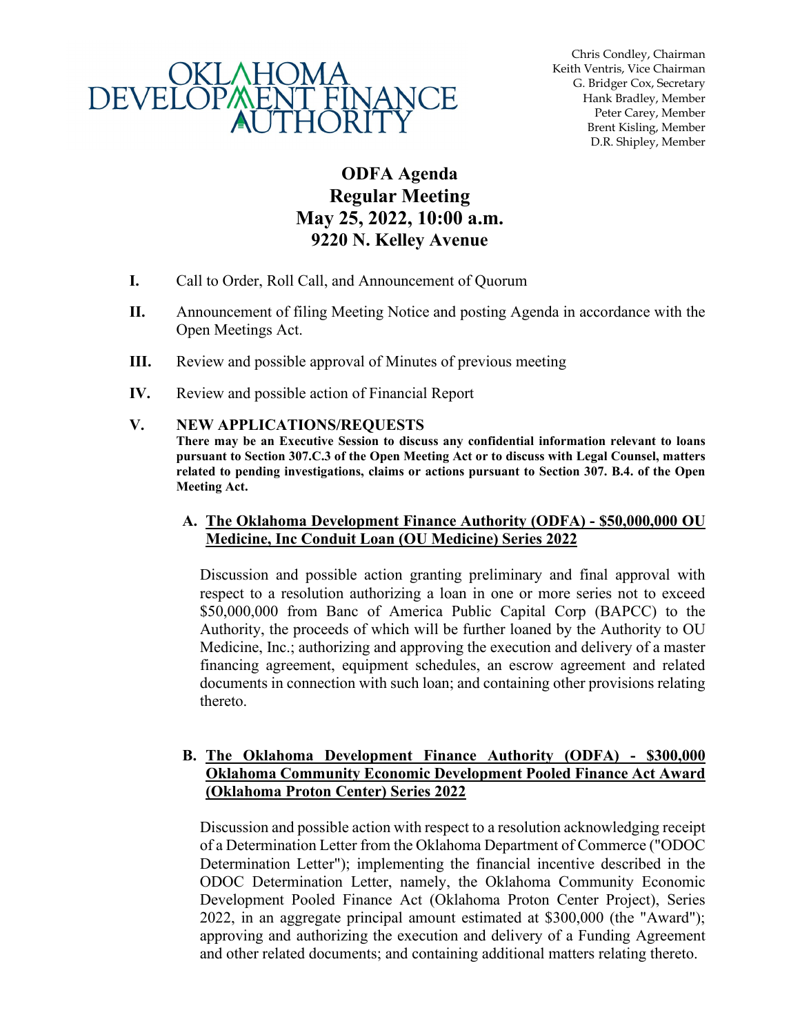OKLAHOMA DEVELOPMENT FINANCE AUTHORITY

Chris Condley, Chairman
Keith Ventris, Vice Chairman
G. Bridger Cox, Secretary
Hank Bradley, Member
Peter Carey, Member
Brent Kisling, Member
D.R. Shipley, Member

# ODFA Agenda
# Regular Meeting
# May 25, 2022, 10:00 a.m.
# 9220 N. Kelley Avenue

**I.** Call to Order, Roll Call, and Announcement of Quorum

**II.** Announcement of filing Meeting Notice and posting Agenda in accordance with the Open Meetings Act.

**III.** Review and possible approval of Minutes of previous meeting

**IV.** Review and possible action of Financial Report

**V. NEW APPLICATIONS/REQUESTS**

**There may be an Executive Session to discuss any confidential information relevant to loans pursuant to Section 307.C.3 of the Open Meeting Act or to discuss with Legal Counsel, matters related to pending investigations, claims or actions pursuant to Section 307. B.4. of the Open Meeting Act.**

**A. The Oklahoma Development Finance Authority (ODFA) - $50,000,000 OU Medicine, Inc Conduit Loan (OU Medicine) Series 2022**

Discussion and possible action granting preliminary and final approval with respect to a resolution authorizing a loan in one or more series not to exceed $50,000,000 from Banc of America Public Capital Corp (BAPCC) to the Authority, the proceeds of which will be further loaned by the Authority to OU Medicine, Inc.; authorizing and approving the execution and delivery of a master financing agreement, equipment schedules, an escrow agreement and related documents in connection with such loan; and containing other provisions relating thereto.

**B. The Oklahoma Development Finance Authority (ODFA) - $300,000 Oklahoma Community Economic Development Pooled Finance Act Award (Oklahoma Proton Center) Series 2022**

Discussion and possible action with respect to a resolution acknowledging receipt of a Determination Letter from the Oklahoma Department of Commerce ("ODOC Determination Letter"); implementing the financial incentive described in the ODOC Determination Letter, namely, the Oklahoma Community Economic Development Pooled Finance Act (Oklahoma Proton Center Project), Series 2022, in an aggregate principal amount estimated at $300,000 (the "Award"); approving and authorizing the execution and delivery of a Funding Agreement and other related documents; and containing additional matters relating thereto.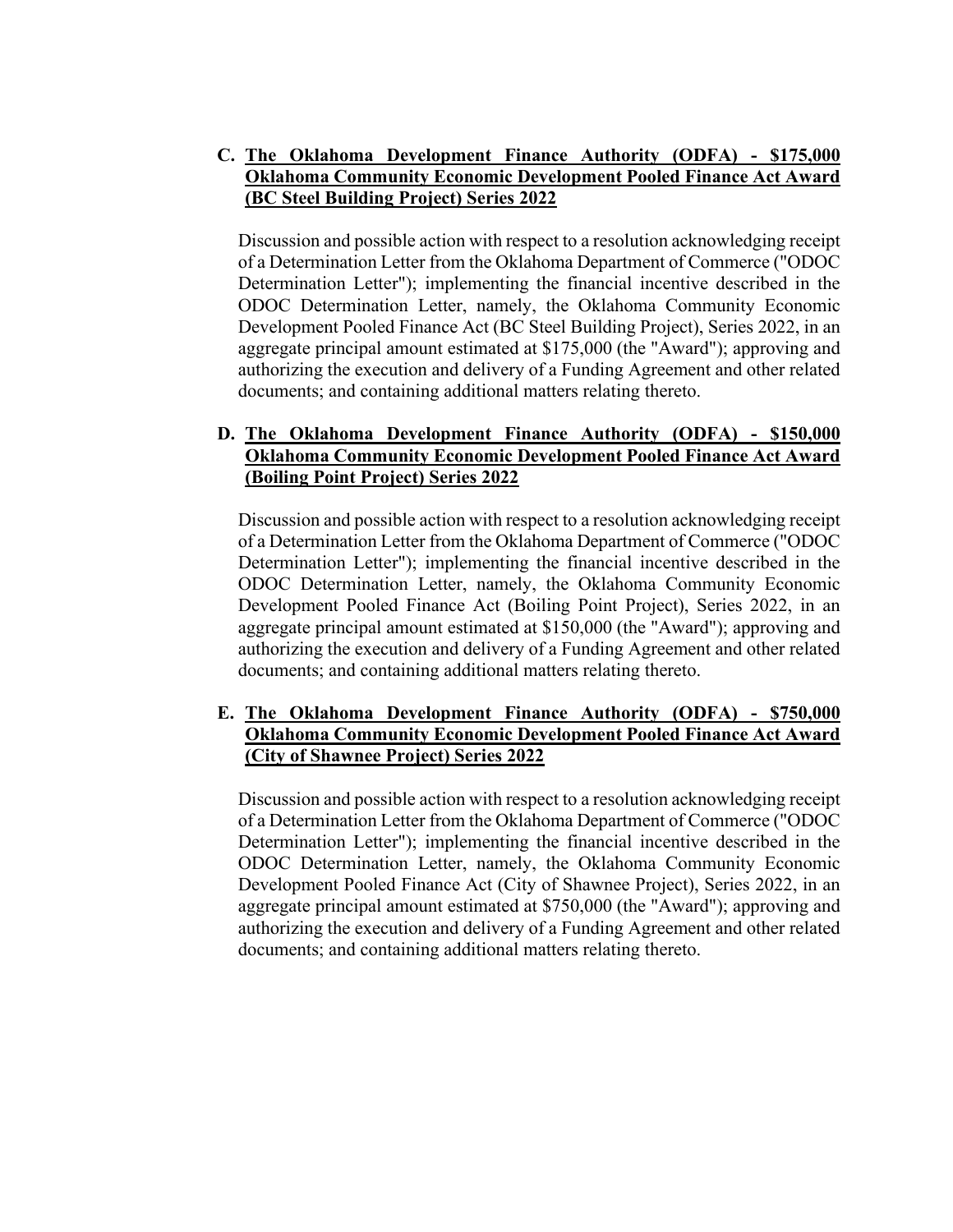**C. <u>The Oklahoma Development Finance Authority (ODFA) - $175,000 Oklahoma Community Economic Development Pooled Finance Act Award (BC Steel Building Project) Series 2022</u>**

Discussion and possible action with respect to a resolution acknowledging receipt of a Determination Letter from the Oklahoma Department of Commerce ("ODOC Determination Letter"); implementing the financial incentive described in the ODOC Determination Letter, namely, the Oklahoma Community Economic Development Pooled Finance Act (BC Steel Building Project), Series 2022, in an aggregate principal amount estimated at $175,000 (the "Award"); approving and authorizing the execution and delivery of a Funding Agreement and other related documents; and containing additional matters relating thereto.

**D. <u>The Oklahoma Development Finance Authority (ODFA) - $150,000 Oklahoma Community Economic Development Pooled Finance Act Award (Boiling Point Project) Series 2022</u>**

Discussion and possible action with respect to a resolution acknowledging receipt of a Determination Letter from the Oklahoma Department of Commerce ("ODOC Determination Letter"); implementing the financial incentive described in the ODOC Determination Letter, namely, the Oklahoma Community Economic Development Pooled Finance Act (Boiling Point Project), Series 2022, in an aggregate principal amount estimated at $150,000 (the "Award"); approving and authorizing the execution and delivery of a Funding Agreement and other related documents; and containing additional matters relating thereto.

**E. <u>The Oklahoma Development Finance Authority (ODFA) - $750,000 Oklahoma Community Economic Development Pooled Finance Act Award (City of Shawnee Project) Series 2022</u>**

Discussion and possible action with respect to a resolution acknowledging receipt of a Determination Letter from the Oklahoma Department of Commerce ("ODOC Determination Letter"); implementing the financial incentive described in the ODOC Determination Letter, namely, the Oklahoma Community Economic Development Pooled Finance Act (City of Shawnee Project), Series 2022, in an aggregate principal amount estimated at $750,000 (the "Award"); approving and authorizing the execution and delivery of a Funding Agreement and other related documents; and containing additional matters relating thereto.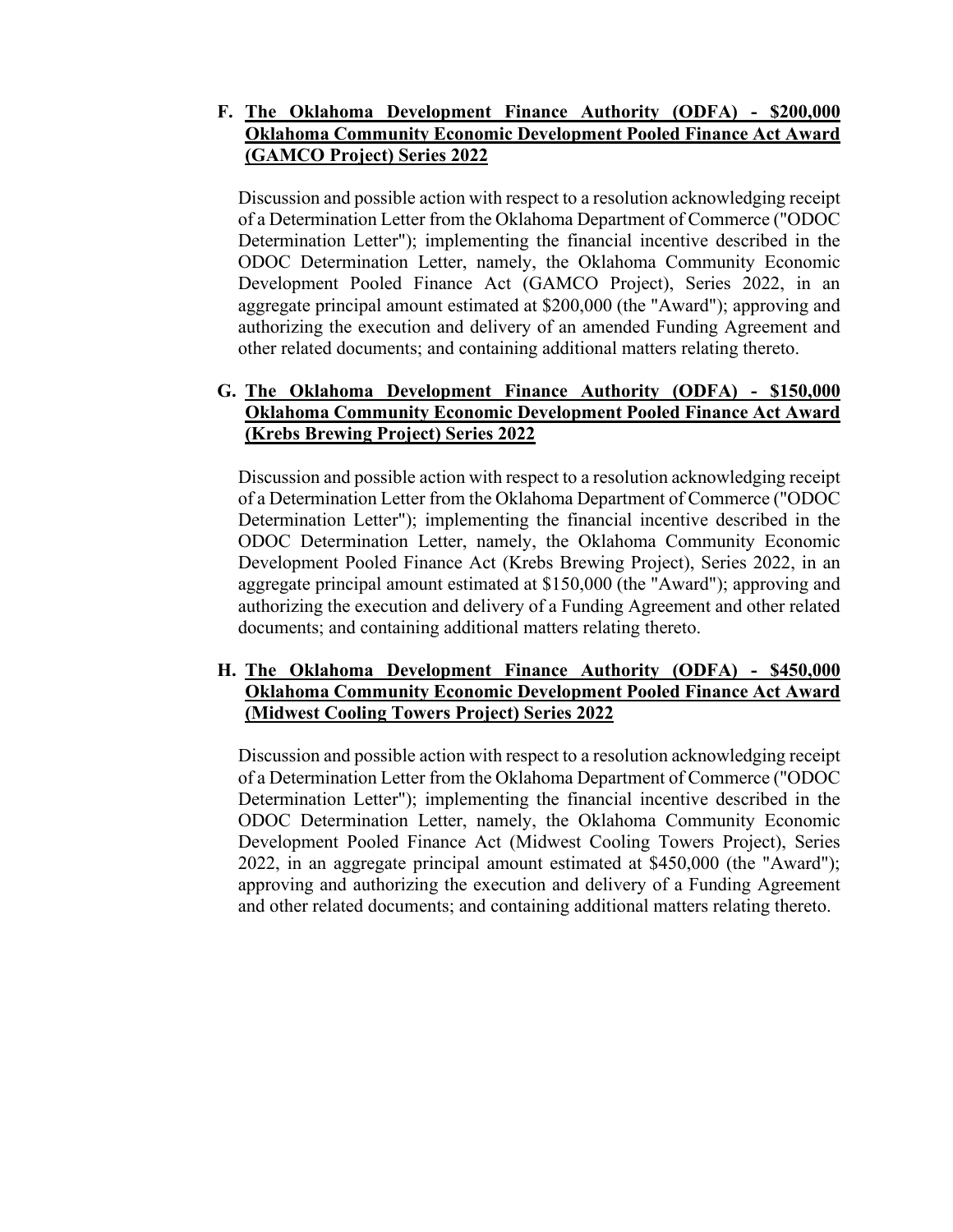**F. <u>The Oklahoma Development Finance Authority (ODFA) - $200,000 Oklahoma Community Economic Development Pooled Finance Act Award (GAMCO Project) Series 2022</u>**

Discussion and possible action with respect to a resolution acknowledging receipt of a Determination Letter from the Oklahoma Department of Commerce ("ODOC Determination Letter"); implementing the financial incentive described in the ODOC Determination Letter, namely, the Oklahoma Community Economic Development Pooled Finance Act (GAMCO Project), Series 2022, in an aggregate principal amount estimated at $200,000 (the "Award"); approving and authorizing the execution and delivery of an amended Funding Agreement and other related documents; and containing additional matters relating thereto.

**G. <u>The Oklahoma Development Finance Authority (ODFA) - $150,000 Oklahoma Community Economic Development Pooled Finance Act Award (Krebs Brewing Project) Series 2022</u>**

Discussion and possible action with respect to a resolution acknowledging receipt of a Determination Letter from the Oklahoma Department of Commerce ("ODOC Determination Letter"); implementing the financial incentive described in the ODOC Determination Letter, namely, the Oklahoma Community Economic Development Pooled Finance Act (Krebs Brewing Project), Series 2022, in an aggregate principal amount estimated at $150,000 (the "Award"); approving and authorizing the execution and delivery of a Funding Agreement and other related documents; and containing additional matters relating thereto.

**H. <u>The Oklahoma Development Finance Authority (ODFA) - $450,000 Oklahoma Community Economic Development Pooled Finance Act Award (Midwest Cooling Towers Project) Series 2022</u>**

Discussion and possible action with respect to a resolution acknowledging receipt of a Determination Letter from the Oklahoma Department of Commerce ("ODOC Determination Letter"); implementing the financial incentive described in the ODOC Determination Letter, namely, the Oklahoma Community Economic Development Pooled Finance Act (Midwest Cooling Towers Project), Series 2022, in an aggregate principal amount estimated at $450,000 (the "Award"); approving and authorizing the execution and delivery of a Funding Agreement and other related documents; and containing additional matters relating thereto.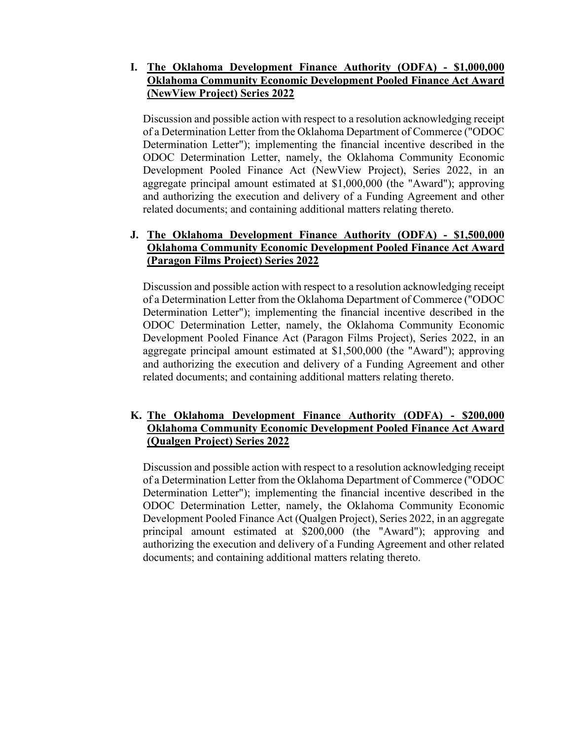**I. The Oklahoma Development Finance Authority (ODFA) - $1,000,000 Oklahoma Community Economic Development Pooled Finance Act Award (NewView Project) Series 2022**

Discussion and possible action with respect to a resolution acknowledging receipt of a Determination Letter from the Oklahoma Department of Commerce ("ODOC Determination Letter"); implementing the financial incentive described in the ODOC Determination Letter, namely, the Oklahoma Community Economic Development Pooled Finance Act (NewView Project), Series 2022, in an aggregate principal amount estimated at $1,000,000 (the "Award"); approving and authorizing the execution and delivery of a Funding Agreement and other related documents; and containing additional matters relating thereto.

**J. The Oklahoma Development Finance Authority (ODFA) - $1,500,000 Oklahoma Community Economic Development Pooled Finance Act Award (Paragon Films Project) Series 2022**

Discussion and possible action with respect to a resolution acknowledging receipt of a Determination Letter from the Oklahoma Department of Commerce ("ODOC Determination Letter"); implementing the financial incentive described in the ODOC Determination Letter, namely, the Oklahoma Community Economic Development Pooled Finance Act (Paragon Films Project), Series 2022, in an aggregate principal amount estimated at $1,500,000 (the "Award"); approving and authorizing the execution and delivery of a Funding Agreement and other related documents; and containing additional matters relating thereto.

**K. The Oklahoma Development Finance Authority (ODFA) - $200,000 Oklahoma Community Economic Development Pooled Finance Act Award (Qualgen Project) Series 2022**

Discussion and possible action with respect to a resolution acknowledging receipt of a Determination Letter from the Oklahoma Department of Commerce ("ODOC Determination Letter"); implementing the financial incentive described in the ODOC Determination Letter, namely, the Oklahoma Community Economic Development Pooled Finance Act (Qualgen Project), Series 2022, in an aggregate principal amount estimated at $200,000 (the "Award"); approving and authorizing the execution and delivery of a Funding Agreement and other related documents; and containing additional matters relating thereto.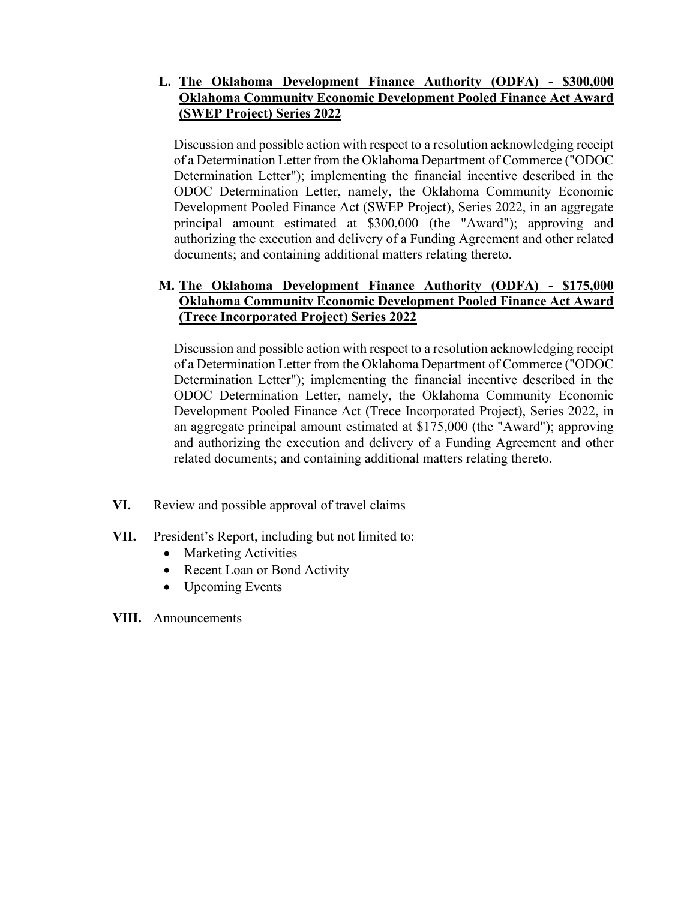**L. <u>The Oklahoma Development Finance Authority (ODFA) - $300,000 Oklahoma Community Economic Development Pooled Finance Act Award (SWEP Project) Series 2022</u>**

Discussion and possible action with respect to a resolution acknowledging receipt of a Determination Letter from the Oklahoma Department of Commerce ("ODOC Determination Letter"); implementing the financial incentive described in the ODOC Determination Letter, namely, the Oklahoma Community Economic Development Pooled Finance Act (SWEP Project), Series 2022, in an aggregate principal amount estimated at $300,000 (the "Award"); approving and authorizing the execution and delivery of a Funding Agreement and other related documents; and containing additional matters relating thereto.

**M. <u>The Oklahoma Development Finance Authority (ODFA) - $175,000 Oklahoma Community Economic Development Pooled Finance Act Award (Trece Incorporated Project) Series 2022</u>**

Discussion and possible action with respect to a resolution acknowledging receipt of a Determination Letter from the Oklahoma Department of Commerce ("ODOC Determination Letter"); implementing the financial incentive described in the ODOC Determination Letter, namely, the Oklahoma Community Economic Development Pooled Finance Act (Trece Incorporated Project), Series 2022, in an aggregate principal amount estimated at $175,000 (the "Award"); approving and authorizing the execution and delivery of a Funding Agreement and other related documents; and containing additional matters relating thereto.

**VI.** Review and possible approval of travel claims

**VII.** President's Report, including but not limited to:

- Marketing Activities
- Recent Loan or Bond Activity
- Upcoming Events

**VIII.** Announcements